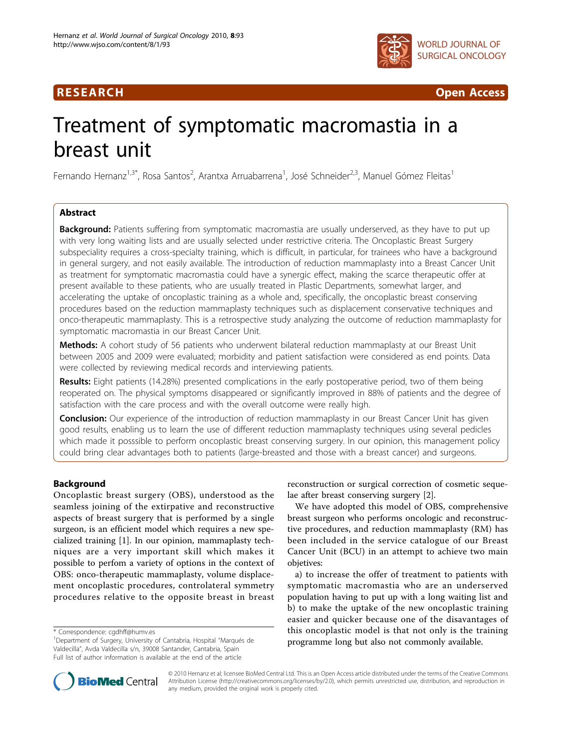**RESEARCH** **Open Access**

# Treatment of symptomatic macromastia in a breast unit

Fernando Hernanz[1,3*], Rosa Santos[2], Arantxa Arruabarrena[1], José Schneider[2,3], Manuel Gómez Fleitas[1]

## Abstract

**Background:** Patients suffering from symptomatic macromastia are usually underserved, as they have to put up with very long waiting lists and are usually selected under restrictive criteria. The Oncoplastic Breast Surgery subspeciality requires a cross-specialty training, which is difficult, in particular, for trainees who have a background in general surgery, and not easily available. The introduction of reduction mammaplasty into a Breast Cancer Unit as treatment for symptomatic macromastia could have a synergic effect, making the scarce therapeutic offer at present available to these patients, who are usually treated in Plastic Departments, somewhat larger, and accelerating the uptake of oncoplastic training as a whole and, specifically, the oncoplastic breast conserving procedures based on the reduction mammaplasty techniques such as displacement conservative techniques and onco-therapeutic mammaplasty. This is a retrospective study analyzing the outcome of reduction mammaplasty for symptomatic macromastia in our Breast Cancer Unit.

**Methods:** A cohort study of 56 patients who underwent bilateral reduction mammaplasty at our Breast Unit between 2005 and 2009 were evaluated; morbidity and patient satisfaction were considered as end points. Data were collected by reviewing medical records and interviewing patients.

**Results:** Eight patients (14.28%) presented complications in the early postoperative period, two of them being reoperated on. The physical symptoms disappeared or significantly improved in 88% of patients and the degree of satisfaction with the care process and with the overall outcome were really high.

**Conclusion:** Our experience of the introduction of reduction mammaplasty in our Breast Cancer Unit has given good results, enabling us to learn the use of different reduction mammaplasty techniques using several pedicles which made it posssible to perform oncoplastic breast conserving surgery. In our opinion, this management policy could bring clear advantages both to patients (large-breasted and those with a breast cancer) and surgeons.

## Background

Oncoplastic breast surgery (OBS), understood as the seamless joining of the extirpative and reconstructive aspects of breast surgery that is performed by a single surgeon, is an efficient model which requires a new specialized training [1]. In our opinion, mammaplasty techniques are a very important skill which makes it possible to perfom a variety of options in the context of OBS: onco-therapeutic mammaplasty, volume displacement oncoplastic procedures, controlateral symmetry procedures relative to the opposite breast in breast reconstruction or surgical correction of cosmetic sequelae after breast conserving surgery [2].

We have adopted this model of OBS, comprehensive breast surgeon who performs oncologic and reconstructive procedures, and reduction mammaplasty (RM) has been included in the service catalogue of our Breast Cancer Unit (BCU) in an attempt to achieve two main objetives:

a) to increase the offer of treatment to patients with symptomatic macromastia who are an underserved population having to put up with a long waiting list and b) to make the uptake of the new oncoplastic training easier and quicker because one of the disavantages of this oncoplastic model is that not only is the training programme long but also not commonly available.

\* Correspondence: cgdhff@humv.es

[1]Department of Surgery, University of Cantabria, Hospital "Marqués de Valdecilla", Avda Valdecilla s/n, 39008 Santander, Cantabria, Spain

Full list of author information is available at the end of the article

© 2010 Hernanz et al; licensee BioMed Central Ltd. This is an Open Access article distributed under the terms of the Creative Commons Attribution License (http://creativecommons.org/licenses/by/2.0), which permits unrestricted use, distribution, and reproduction in any medium, provided the original work is properly cited.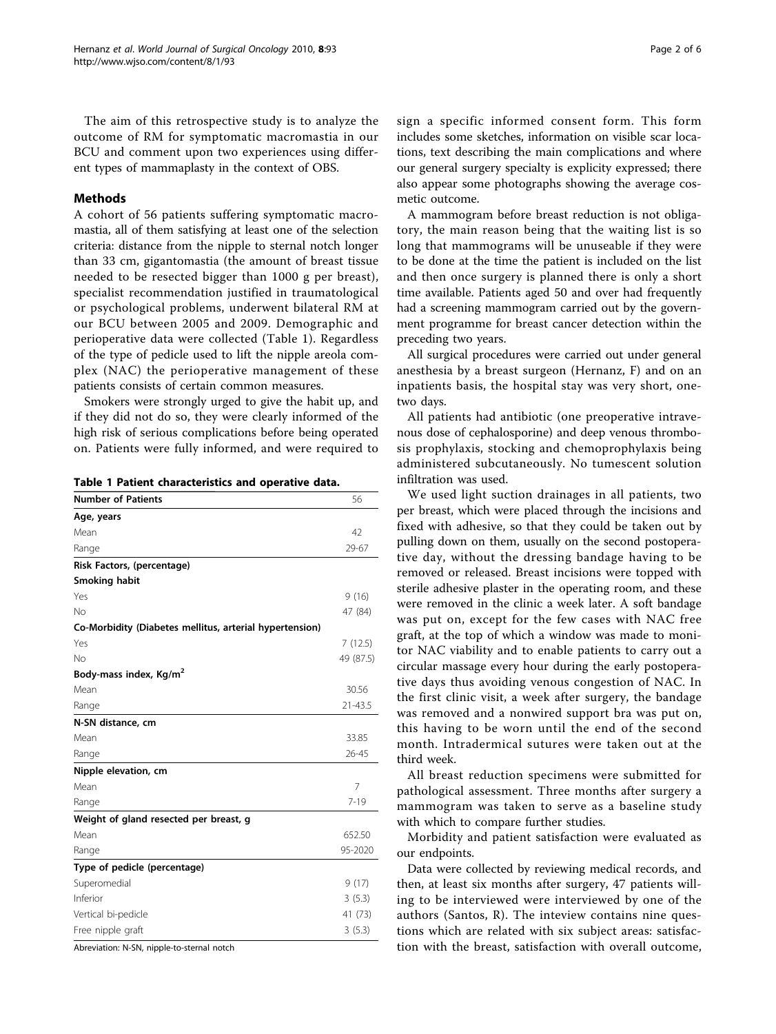The aim of this retrospective study is to analyze the outcome of RM for symptomatic macromastia in our BCU and comment upon two experiences using different types of mammaplasty in the context of OBS.

## Methods

A cohort of 56 patients suffering symptomatic macromastia, all of them satisfying at least one of the selection criteria: distance from the nipple to sternal notch longer than 33 cm, gigantomastia (the amount of breast tissue needed to be resected bigger than 1000 g per breast), specialist recommendation justified in traumatological or psychological problems, underwent bilateral RM at our BCU between 2005 and 2009. Demographic and perioperative data were collected (Table 1). Regardless of the type of pedicle used to lift the nipple areola complex (NAC) the perioperative management of these patients consists of certain common measures.

Smokers were strongly urged to give the habit up, and if they did not do so, they were clearly informed of the high risk of serious complications before being operated on. Patients were fully informed, and were required to sign a specific informed consent form. This form includes some sketches, information on visible scar locations, text describing the main complications and where our general surgery specialty is explicity expressed; there also appear some photographs showing the average cosmetic outcome.

**Table 1 Patient characteristics and operative data.**

| Number of Patients | 56 |
|---|---|
| **Age, years** | |
| Mean | 42 |
| Range | 29-67 |
| **Risk Factors, (percentage)** | |
| **Smoking habit** | |
| Yes | 9 (16) |
| No | 47 (84) |
| **Co-Morbidity (Diabetes mellitus, arterial hypertension)** | |
| Yes | 7 (12.5) |
| No | 49 (87.5) |
| **Body-mass index, Kg/m$^2$** | |
| Mean | 30.56 |
| Range | 21-43.5 |
| **N-SN distance, cm** | |
| Mean | 33.85 |
| Range | 26-45 |
| **Nipple elevation, cm** | |
| Mean | 7 |
| Range | 7-19 |
| **Weight of gland resected per breast, g** | |
| Mean | 652.50 |
| Range | 95-2020 |
| **Type of pedicle (percentage)** | |
| Superomedial | 9 (17) |
| Inferior | 3 (5.3) |
| Vertical bi-pedicle | 41 (73) |
| Free nipple graft | 3 (5.3) |

Abreviation: N-SN, nipple-to-sternal notch

A mammogram before breast reduction is not obligatory, the main reason being that the waiting list is so long that mammograms will be unuseable if they were to be done at the time the patient is included on the list and then once surgery is planned there is only a short time available. Patients aged 50 and over had frequently had a screening mammogram carried out by the government programme for breast cancer detection within the preceding two years.

All surgical procedures were carried out under general anesthesia by a breast surgeon (Hernanz, F) and on an inpatients basis, the hospital stay was very short, one-two days.

All patients had antibiotic (one preoperative intravenous dose of cephalosporine) and deep venous thrombosis prophylaxis, stocking and chemoprophylaxis being administered subcutaneously. No tumescent solution infiltration was used.

We used light suction drainages in all patients, two per breast, which were placed through the incisions and fixed with adhesive, so that they could be taken out by pulling down on them, usually on the second postoperative day, without the dressing bandage having to be removed or released. Breast incisions were topped with sterile adhesive plaster in the operating room, and these were removed in the clinic a week later. A soft bandage was put on, except for the few cases with NAC free graft, at the top of which a window was made to monitor NAC viability and to enable patients to carry out a circular massage every hour during the early postoperative days thus avoiding venous congestion of NAC. In the first clinic visit, a week after surgery, the bandage was removed and a nonwired support bra was put on, this having to be worn until the end of the second month. Intradermical sutures were taken out at the third week.

All breast reduction specimens were submitted for pathological assessment. Three months after surgery a mammogram was taken to serve as a baseline study with which to compare further studies.

Morbidity and patient satisfaction were evaluated as our endpoints.

Data were collected by reviewing medical records, and then, at least six months after surgery, 47 patients willing to be interviewed were interviewed by one of the authors (Santos, R). The inteview contains nine questions which are related with six subject areas: satisfaction with the breast, satisfaction with overall outcome,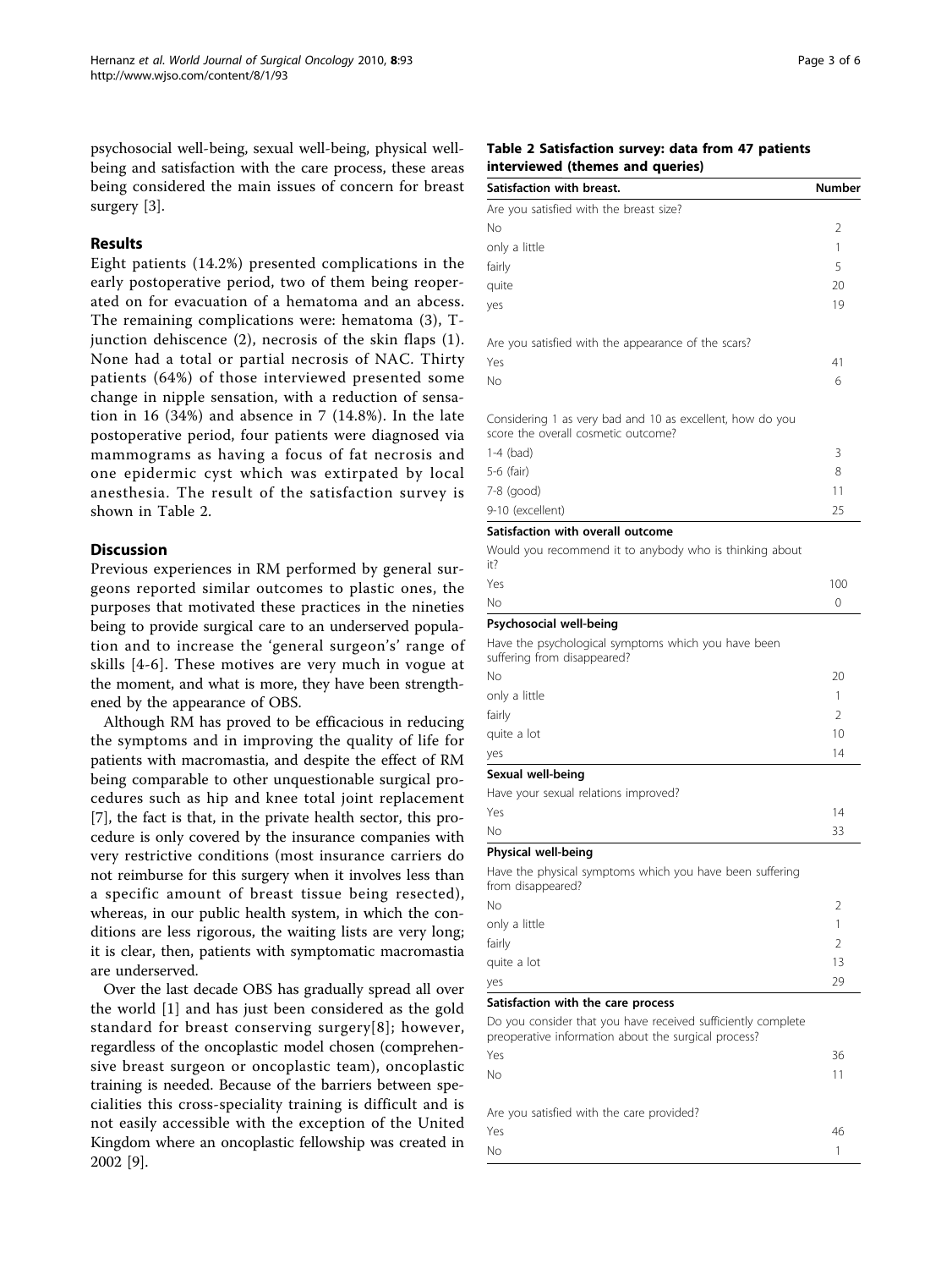psychosocial well-being, sexual well-being, physical well-being and satisfaction with the care process, these areas being considered the main issues of concern for breast surgery [3].

## Results

Eight patients (14.2%) presented complications in the early postoperative period, two of them being reoperated on for evacuation of a hematoma and an abcess. The remaining complications were: hematoma (3), T-junction dehiscence (2), necrosis of the skin flaps (1). None had a total or partial necrosis of NAC. Thirty patients (64%) of those interviewed presented some change in nipple sensation, with a reduction of sensation in 16 (34%) and absence in 7 (14.8%). In the late postoperative period, four patients were diagnosed via mammograms as having a focus of fat necrosis and one epidermic cyst which was extirpated by local anesthesia. The result of the satisfaction survey is shown in Table 2.

**Table 2 Satisfaction survey: data from 47 patients interviewed (themes and queries)**

| Satisfaction with breast. | Number |
|---|---|
| Are you satisfied with the breast size? | |
| No | 2 |
| only a little | 1 |
| fairly | 5 |
| quite | 20 |
| yes | 19 |
| Are you satisfied with the appearance of the scars? | |
| Yes | 41 |
| No | 6 |
| Considering 1 as very bad and 10 as excellent, how do you score the overall cosmetic outcome? | |
| 1-4 (bad) | 3 |
| 5-6 (fair) | 8 |
| 7-8 (good) | 11 |
| 9-10 (excellent) | 25 |
| **Satisfaction with overall outcome** | |
| Would you recommend it to anybody who is thinking about it? | |
| Yes | 100 |
| No | 0 |
| **Psychosocial well-being** | |
| Have the psychological symptoms which you have been suffering from disappeared? | |
| No | 20 |
| only a little | 1 |
| fairly | 2 |
| quite a lot | 10 |
| yes | 14 |
| **Sexual well-being** | |
| Have your sexual relations improved? | |
| Yes | 14 |
| No | 33 |
| **Physical well-being** | |
| Have the physical symptoms which you have been suffering from disappeared? | |
| No | 2 |
| only a little | 1 |
| fairly | 2 |
| quite a lot | 13 |
| yes | 29 |
| **Satisfaction with the care process** | |
| Do you consider that you have received sufficiently complete preoperative information about the surgical process? | |
| Yes | 36 |
| No | 11 |
| Are you satisfied with the care provided? | |
| Yes | 46 |
| No | 1 |

## Discussion

Previous experiences in RM performed by general surgeons reported similar outcomes to plastic ones, the purposes that motivated these practices in the nineties being to provide surgical care to an underserved population and to increase the 'general surgeon's' range of skills [4-6]. These motives are very much in vogue at the moment, and what is more, they have been strengthened by the appearance of OBS.

Although RM has proved to be efficacious in reducing the symptoms and in improving the quality of life for patients with macromastia, and despite the effect of RM being comparable to other unquestionable surgical procedures such as hip and knee total joint replacement [7], the fact is that, in the private health sector, this procedure is only covered by the insurance companies with very restrictive conditions (most insurance carriers do not reimburse for this surgery when it involves less than a specific amount of breast tissue being resected), whereas, in our public health system, in which the conditions are less rigorous, the waiting lists are very long; it is clear, then, patients with symptomatic macromastia are underserved.

Over the last decade OBS has gradually spread all over the world [1] and has just been considered as the gold standard for breast conserving surgery[8]; however, regardless of the oncoplastic model chosen (comprehensive breast surgeon or oncoplastic team), oncoplastic training is needed. Because of the barriers between specialities this cross-speciality training is difficult and is not easily accessible with the exception of the United Kingdom where an oncoplastic fellowship was created in 2002 [9].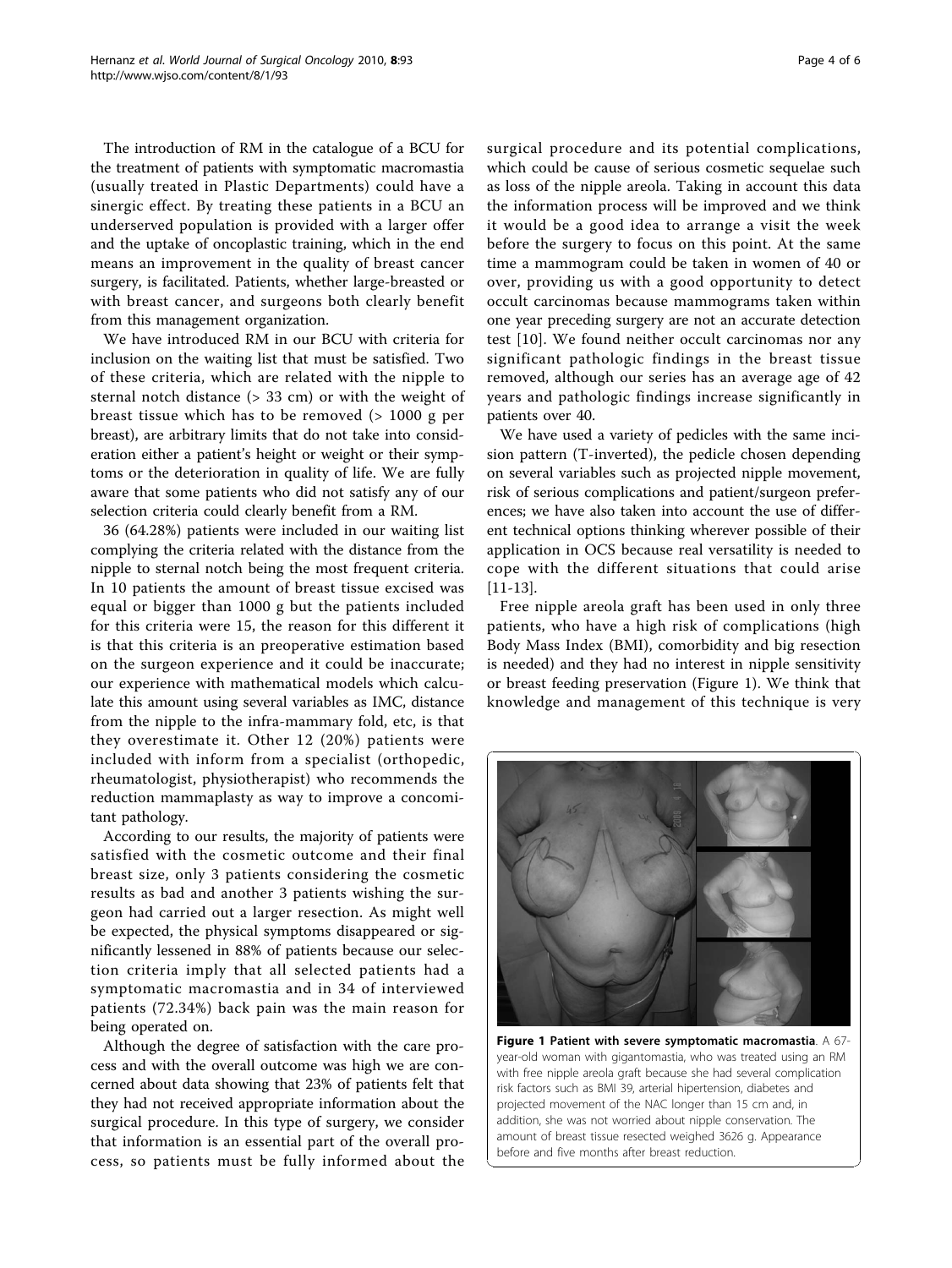The introduction of RM in the catalogue of a BCU for the treatment of patients with symptomatic macromastia (usually treated in Plastic Departments) could have a sinergic effect. By treating these patients in a BCU an underserved population is provided with a larger offer and the uptake of oncoplastic training, which in the end means an improvement in the quality of breast cancer surgery, is facilitated. Patients, whether large-breasted or with breast cancer, and surgeons both clearly benefit from this management organization.

We have introduced RM in our BCU with criteria for inclusion on the waiting list that must be satisfied. Two of these criteria, which are related with the nipple to sternal notch distance (> 33 cm) or with the weight of breast tissue which has to be removed (> 1000 g per breast), are arbitrary limits that do not take into consideration either a patient's height or weight or their symptoms or the deterioration in quality of life. We are fully aware that some patients who did not satisfy any of our selection criteria could clearly benefit from a RM.

36 (64.28%) patients were included in our waiting list complying the criteria related with the distance from the nipple to sternal notch being the most frequent criteria. In 10 patients the amount of breast tissue excised was equal or bigger than 1000 g but the patients included for this criteria were 15, the reason for this different it is that this criteria is an preoperative estimation based on the surgeon experience and it could be inaccurate; our experience with mathematical models which calculate this amount using several variables as IMC, distance from the nipple to the infra-mammary fold, etc, is that they overestimate it. Other 12 (20%) patients were included with inform from a specialist (orthopedic, rheumatologist, physiotherapist) who recommends the reduction mammaplasty as way to improve a concomitant pathology.

According to our results, the majority of patients were satisfied with the cosmetic outcome and their final breast size, only 3 patients considering the cosmetic results as bad and another 3 patients wishing the surgeon had carried out a larger resection. As might well be expected, the physical symptoms disappeared or significantly lessened in 88% of patients because our selection criteria imply that all selected patients had a symptomatic macromastia and in 34 of interviewed patients (72.34%) back pain was the main reason for being operated on.

Although the degree of satisfaction with the care process and with the overall outcome was high we are concerned about data showing that 23% of patients felt that they had not received appropriate information about the surgical procedure. In this type of surgery, we consider that information is an essential part of the overall process, so patients must be fully informed about the surgical procedure and its potential complications, which could be cause of serious cosmetic sequelae such as loss of the nipple areola. Taking in account this data the information process will be improved and we think it would be a good idea to arrange a visit the week before the surgery to focus on this point. At the same time a mammogram could be taken in women of 40 or over, providing us with a good opportunity to detect occult carcinomas because mammograms taken within one year preceding surgery are not an accurate detection test [10]. We found neither occult carcinomas nor any significant pathologic findings in the breast tissue removed, although our series has an average age of 42 years and pathologic findings increase significantly in patients over 40.

We have used a variety of pedicles with the same incision pattern (T-inverted), the pedicle chosen depending on several variables such as projected nipple movement, risk of serious complications and patient/surgeon preferences; we have also taken into account the use of different technical options thinking wherever possible of their application in OCS because real versatility is needed to cope with the different situations that could arise [11-13].

Free nipple areola graft has been used in only three patients, who have a high risk of complications (high Body Mass Index (BMI), comorbidity and big resection is needed) and they had no interest in nipple sensitivity or breast feeding preservation (Figure 1). We think that knowledge and management of this technique is very

**Figure 1 Patient with severe symptomatic macromastia**. A 67-year-old woman with gigantomastia, who was treated using an RM with free nipple areola graft because she had several complication risk factors such as BMI 39, arterial hipertension, diabetes and projected movement of the NAC longer than 15 cm and, in addition, she was not worried about nipple conservation. The amount of breast tissue resected weighed 3626 g. Appearance before and five months after breast reduction.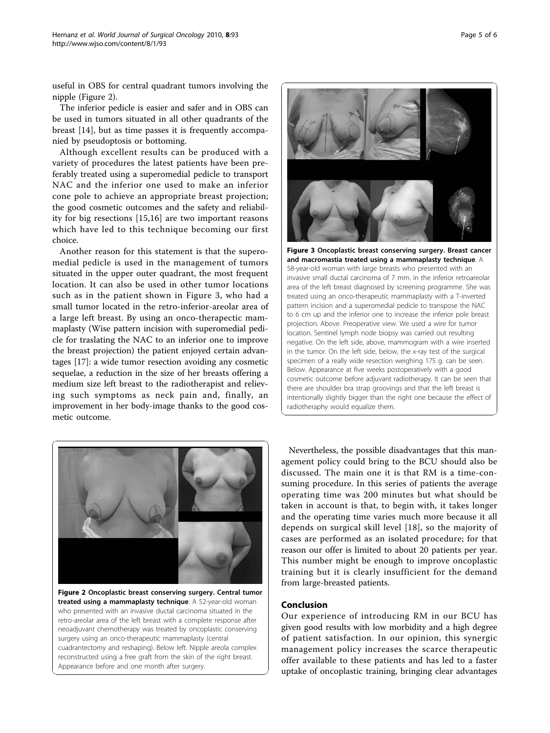useful in OBS for central quadrant tumors involving the nipple (Figure 2).

The inferior pedicle is easier and safer and in OBS can be used in tumors situated in all other quadrants of the breast [14], but as time passes it is frequently accompanied by pseudoptosis or bottoming.

Although excellent results can be produced with a variety of procedures the latest patients have been preferably treated using a superomedial pedicle to transport NAC and the inferior one used to make an inferior cone pole to achieve an appropriate breast projection; the good cosmetic outcomes and the safety and reliability for big resections [15,16] are two important reasons which have led to this technique becoming our first choice.

Another reason for this statement is that the superomedial pedicle is used in the management of tumors situated in the upper outer quadrant, the most frequent location. It can also be used in other tumor locations such as in the patient shown in Figure 3, who had a small tumor located in the retro-inferior-areolar area of a large left breast. By using an onco-therapectic mammaplasty (Wise pattern incision with superomedial pedicle for traslating the NAC to an inferior one to improve the breast projection) the patient enjoyed certain advantages [17]: a wide tumor resection avoiding any cosmetic sequelae, a reduction in the size of her breasts offering a medium size left breast to the radiotherapist and relieving such symptoms as neck pain and, finally, an improvement in her body-image thanks to the good cosmetic outcome.

**Figure 3 Oncoplastic breast conserving surgery. Breast cancer and macromastia treated using a mammaplasty technique**. A 58-year-old woman with large breasts who presented with an invasive small ductal carcinoma of 7 mm. in the inferior retroareolar area of the left breast diagnosed by screening programme. She was treated using an onco-therapeutic mammaplasty with a T-inverted pattern incision and a superomedial pedicle to transpose the NAC to 6 cm up and the inferior one to increase the inferior pole breast projection. Above. Preoperative view. We used a wire for tumor location. Sentinel lymph node biopsy was carried out resulting negative. On the left side, above, mammogram with a wire inserted in the tumor. On the left side, below, the x-ray test of the surgical specimen of a really wide resection weighing 175 g. can be seen. Below. Appearance at five weeks postoperatively with a good cosmetic outcome before adjuvant radiotherapy. It can be seen that there are shoulder bra strap groovings and that the left breast is intentionally slightly bigger than the right one because the effect of radiotheraphy would equalize them.

**Figure 2 Oncoplastic breast conserving surgery. Central tumor treated using a mammaplasty technique**. A 52-year-old woman who presented with an invasive ductal carcinoma situated in the retro-areolar area of the left breast with a complete response after neoadjuvant chemotherapy was treated by oncoplastic conserving surgery using an onco-therapeutic mammaplasty (central cuadrantectomy and reshaping). Below left. Nipple areola complex reconstructed using a free graft from the skin of the right breast. Appearance before and one month after surgery.

Nevertheless, the possible disadvantages that this management policy could bring to the BCU should also be discussed. The main one it is that RM is a time-consuming procedure. In this series of patients the average operating time was 200 minutes but what should be taken in account is that, to begin with, it takes longer and the operating time varies much more because it all depends on surgical skill level [18], so the majority of cases are performed as an isolated procedure; for that reason our offer is limited to about 20 patients per year. This number might be enough to improve oncoplastic training but it is clearly insufficient for the demand from large-breasted patients.

## Conclusion

Our experience of introducing RM in our BCU has given good results with low morbidity and a high degree of patient satisfaction. In our opinion, this synergic management policy increases the scarce therapeutic offer available to these patients and has led to a faster uptake of oncoplastic training, bringing clear advantages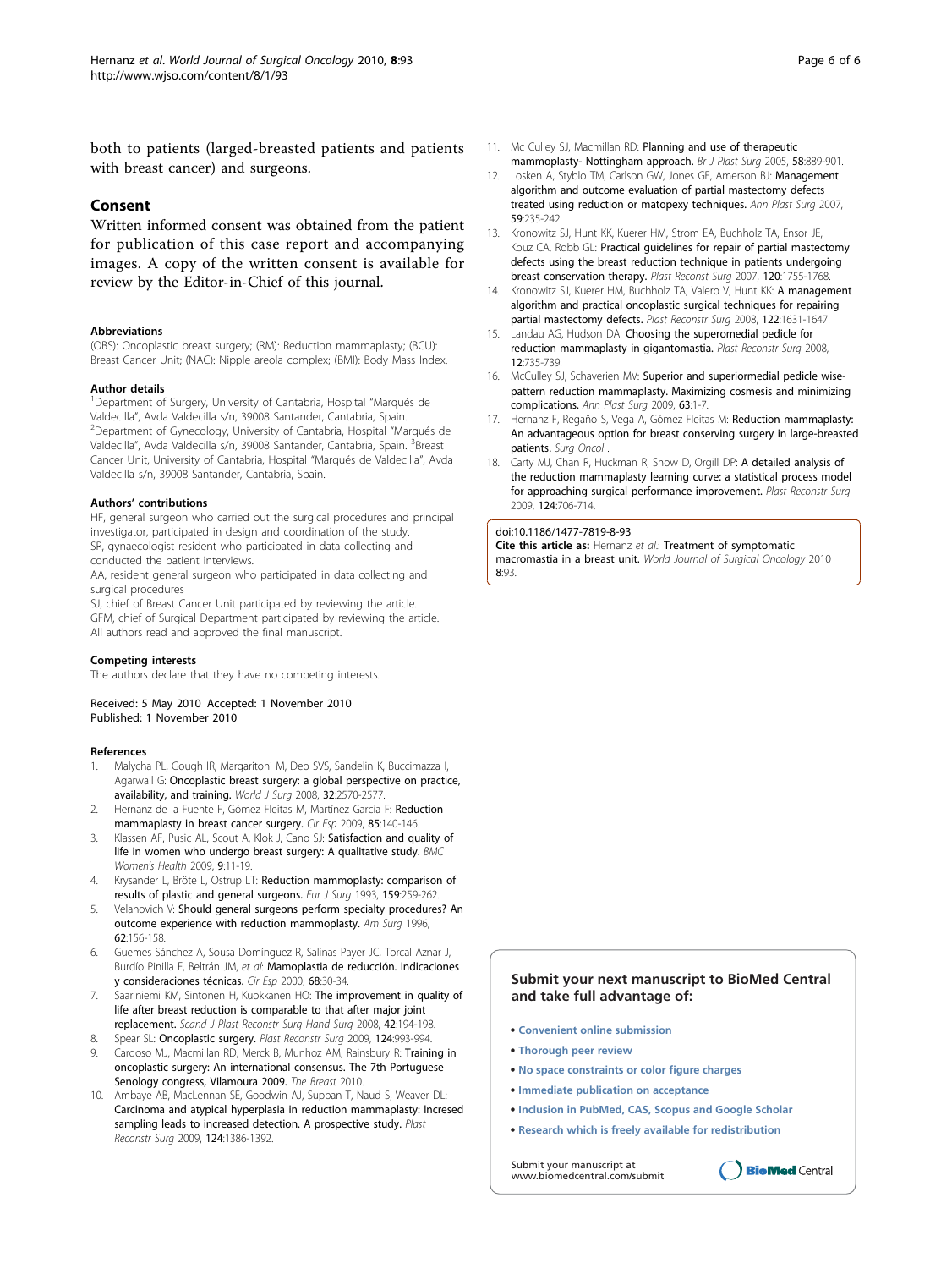both to patients (larged-breasted patients and patients with breast cancer) and surgeons.

## Consent

Written informed consent was obtained from the patient for publication of this case report and accompanying images. A copy of the written consent is available for review by the Editor-in-Chief of this journal.

#### Abbreviations

(OBS): Oncoplastic breast surgery; (RM): Reduction mammaplasty; (BCU): Breast Cancer Unit; (NAC): Nipple areola complex; (BMI): Body Mass Index.

#### Author details

[1]Department of Surgery, University of Cantabria, Hospital "Marqués de Valdecilla", Avda Valdecilla s/n, 39008 Santander, Cantabria, Spain. [2]Department of Gynecology, University of Cantabria, Hospital "Marqués de Valdecilla", Avda Valdecilla s/n, 39008 Santander, Cantabria, Spain. [3]Breast Cancer Unit, University of Cantabria, Hospital "Marqués de Valdecilla", Avda Valdecilla s/n, 39008 Santander, Cantabria, Spain.

#### Authors' contributions

HF, general surgeon who carried out the surgical procedures and principal investigator, participated in design and coordination of the study.
SR, gynaecologist resident who participated in data collecting and conducted the patient interviews.
AA, resident general surgeon who participated in data collecting and surgical procedures
SJ, chief of Breast Cancer Unit participated by reviewing the article.
GFM, chief of Surgical Department participated by reviewing the article.
All authors read and approved the final manuscript.

#### Competing interests

The authors declare that they have no competing interests.

Received: 5 May 2010 Accepted: 1 November 2010
Published: 1 November 2010

#### References

1. Malycha PL, Gough IR, Margaritoni M, Deo SVS, Sandelin K, Buccimazza I, Agarwall G: Oncoplastic breast surgery: a global perspective on practice, availability, and training. *World J Surg* 2008, **32**:2570-2577.
2. Hernanz de la Fuente F, Gómez Fleitas M, Martínez García F: Reduction mammaplasty in breast cancer surgery. *Cir Esp* 2009, **85**:140-146.
3. Klassen AF, Pusic AL, Scout A, Klok J, Cano SJ: Satisfaction and quality of life in women who undergo breast surgery: A qualitative study. *BMC Women's Health* 2009, **9**:11-19.
4. Krysander L, Bröte L, Ostrup LT: Reduction mammoplasty: comparison of results of plastic and general surgeons. *Eur J Surg* 1993, **159**:259-262.
5. Velanovich V: Should general surgeons perform specialty procedures? An outcome experience with reduction mammoplasty. *Am Surg* 1996, **62**:156-158.
6. Guemes Sánchez A, Sousa Domínguez R, Salinas Payer JC, Torcal Aznar J, Burdío Pinilla F, Beltrán JM, *et al*: Mamoplastia de reducción. Indicaciones y consideraciones técnicas. *Cir Esp* 2000, **68**:30-34.
7. Saariniemi KM, Sintonen H, Kuokkanen HO: The improvement in quality of life after breast reduction is comparable to that after major joint replacement. *Scand J Plast Reconstr Surg Hand Surg* 2008, **42**:194-198.
8. Spear SL: Oncoplastic surgery. *Plast Reconstr Surg* 2009, **124**:993-994.
9. Cardoso MJ, Macmillan RD, Merck B, Munhoz AM, Rainsbury R: Training in oncoplastic surgery: An international consensus. The 7th Portuguese Senology congress, Vilamoura 2009. *The Breast* 2010.
10. Ambaye AB, MacLennan SE, Goodwin AJ, Suppan T, Naud S, Weaver DL: Carcinoma and atypical hyperplasia in reduction mammaplasty: Incresed sampling leads to increased detection. A prospective study. *Plast Reconstr Surg* 2009, **124**:1386-1392.
11. Mc Culley SJ, Macmillan RD: Planning and use of therapeutic mammoplasty- Nottingham approach. *Br J Plast Surg* 2005, **58**:889-901.
12. Losken A, Styblo TM, Carlson GW, Jones GE, Amerson BJ: Management algorithm and outcome evaluation of partial mastectomy defects treated using reduction or matopexy techniques. *Ann Plast Surg* 2007, **59**:235-242.
13. Kronowitz SJ, Hunt KK, Kuerer HM, Strom EA, Buchholz TA, Ensor JE, Kouz CA, Robb GL: Practical guidelines for repair of partial mastectomy defects using the breast reduction technique in patients undergoing breast conservation therapy. *Plast Reconst Surg* 2007, **120**:1755-1768.
14. Kronowitz SJ, Kuerer HM, Buchholz TA, Valero V, Hunt KK: A management algorithm and practical oncoplastic surgical techniques for repairing partial mastectomy defects. *Plast Reconstr Surg* 2008, **122**:1631-1647.
15. Landau AG, Hudson DA: Choosing the superomedial pedicle for reduction mammaplasty in gigantomastia. *Plast Reconstr Surg* 2008, **12**:735-739.
16. McCulley SJ, Schaverien MV: Superior and superiormedial pedicle wise-pattern reduction mammaplasty. Maximizing cosmesis and minimizing complications. *Ann Plast Surg* 2009, **63**:1-7.
17. Hernanz F, Regaño S, Vega A, Gómez Fleitas M: Reduction mammaplasty: An advantageous option for breast conserving surgery in large-breasted patients. *Surg Oncol* .
18. Carty MJ, Chan R, Huckman R, Snow D, Orgill DP: A detailed analysis of the reduction mammaplasty learning curve: a statistical process model for approaching surgical performance improvement. *Plast Reconstr Surg* 2009, **124**:706-714.

doi:10.1186/1477-7819-8-93
**Cite this article as:** Hernanz *et al.*: Treatment of symptomatic macromastia in a breast unit. *World Journal of Surgical Oncology* 2010 **8**:93.

**Submit your next manuscript to BioMed Central and take full advantage of:**

- Convenient online submission
- Thorough peer review
- No space constraints or color figure charges
- Immediate publication on acceptance
- Inclusion in PubMed, CAS, Scopus and Google Scholar
- Research which is freely available for redistribution

Submit your manuscript at
www.biomedcentral.com/submit

BioMed Central